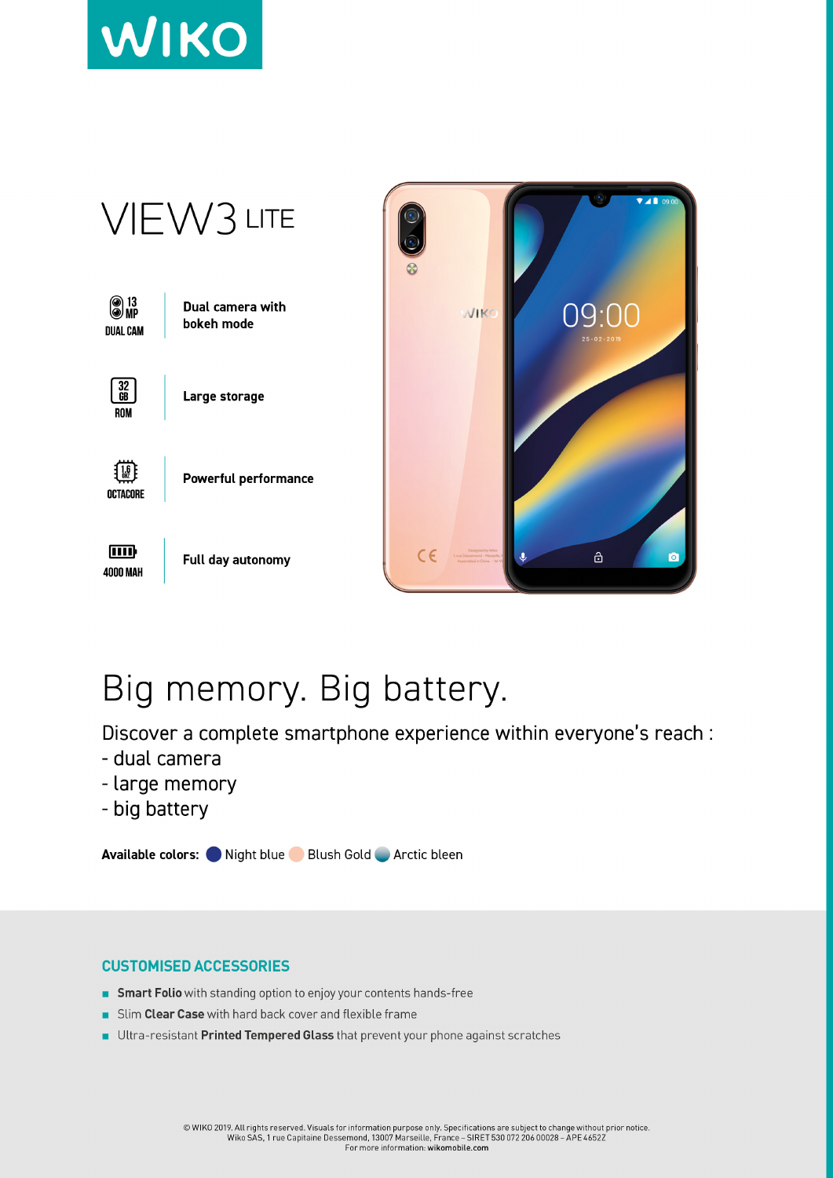WIKO

# VIEW3 LITE

| | |
|---|---|
| 13 MP DUAL CAM | Dual camera with bokeh mode |
| 32 GB ROM | Large storage |
| 1.6 GHZ OCTACORE | Powerful performance |
| 4000 MAH | Full day autonomy |

## Big memory. Big battery.

Discover a complete smartphone experience within everyone's reach :

- dual camera
- large memory
- big battery

**Available colors:** Night blue Blush Gold Arctic bleen

### CUSTOMISED ACCESSORIES

- **Smart Folio** with standing option to enjoy your contents hands-free
- Slim **Clear Case** with hard back cover and flexible frame
- Ultra-resistant **Printed Tempered Glass** that prevent your phone against scratches

© WIKO 2019. All rights reserved. Visuals for information purpose only. Specifications are subject to change without prior notice.
Wiko SAS, 1 rue Capitaine Dessemond, 13007 Marseille, France – SIRET 530 072 206 00028 – APE 4652Z
For more information: **wikomobile.com**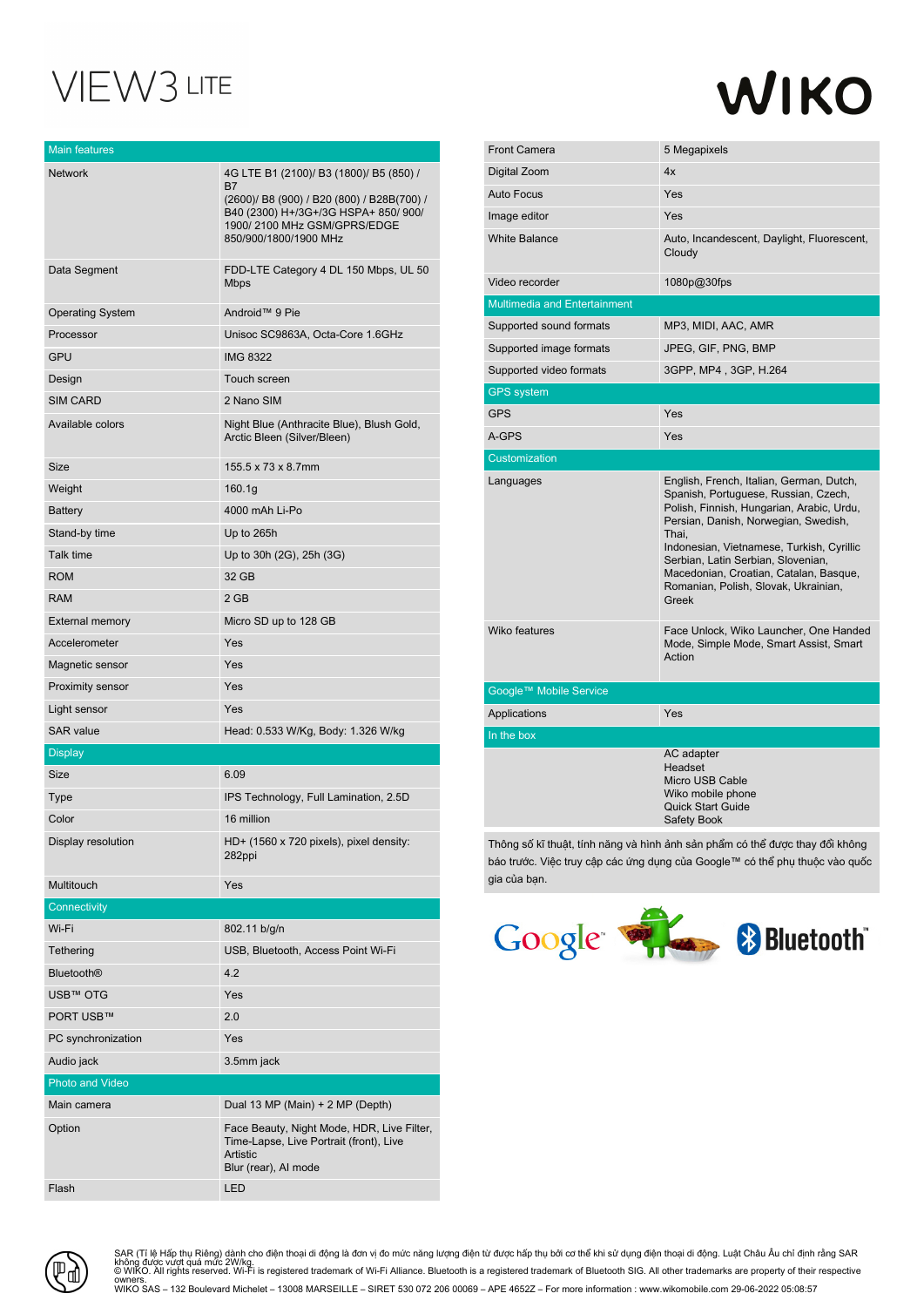# VIEW3 LITE

WIKO

| Main features | |
|---|---|
| Network | 4G LTE B1 (2100)/ B3 (1800)/ B5 (850) / B7 (2600)/ B8 (900) / B20 (800) / B28B(700) / B40 (2300) H+/3G+/3G HSPA+ 850/ 900/ 1900/ 2100 MHz GSM/GPRS/EDGE 850/900/1800/1900 MHz |
| Data Segment | FDD-LTE Category 4 DL 150 Mbps, UL 50 Mbps |
| Operating System | Android™ 9 Pie |
| Processor | Unisoc SC9863A, Octa-Core 1.6GHz |
| GPU | IMG 8322 |
| Design | Touch screen |
| SIM CARD | 2 Nano SIM |
| Available colors | Night Blue (Anthracite Blue), Blush Gold, Arctic Bleen (Silver/Bleen) |
| Size | 155.5 x 73 x 8.7mm |
| Weight | 160.1g |
| Battery | 4000 mAh Li-Po |
| Stand-by time | Up to 265h |
| Talk time | Up to 30h (2G), 25h (3G) |
| ROM | 32 GB |
| RAM | 2 GB |
| External memory | Micro SD up to 128 GB |
| Accelerometer | Yes |
| Magnetic sensor | Yes |
| Proximity sensor | Yes |
| Light sensor | Yes |
| SAR value | Head: 0.533 W/Kg, Body: 1.326 W/kg |
| **Display** | |
| Size | 6.09 |
| Type | IPS Technology, Full Lamination, 2.5D |
| Color | 16 million |
| Display resolution | HD+ (1560 x 720 pixels), pixel density: 282ppi |
| Multitouch | Yes |
| **Connectivity** | |
| Wi-Fi | 802.11 b/g/n |
| Tethering | USB, Bluetooth, Access Point Wi-Fi |
| Bluetooth® | 4.2 |
| USB™ OTG | Yes |
| PORT USB™ | 2.0 |
| PC synchronization | Yes |
| Audio jack | 3.5mm jack |
| **Photo and Video** | |
| Main camera | Dual 13 MP (Main) + 2 MP (Depth) |
| Option | Face Beauty, Night Mode, HDR, Live Filter, Time-Lapse, Live Portrait (front), Live Artistic Blur (rear), AI mode |
| Flash | LED |
| Front Camera | 5 Megapixels |
| Digital Zoom | 4x |
| Auto Focus | Yes |
| Image editor | Yes |
| White Balance | Auto, Incandescent, Daylight, Fluorescent, Cloudy |
| Video recorder | 1080p@30fps |
| **Multimedia and Entertainment** | |
| Supported sound formats | MP3, MIDI, AAC, AMR |
| Supported image formats | JPEG, GIF, PNG, BMP |
| Supported video formats | 3GPP, MP4 , 3GP, H.264 |
| **GPS system** | |
| GPS | Yes |
| A-GPS | Yes |
| **Customization** | |
| Languages | English, French, Italian, German, Dutch, Spanish, Portuguese, Russian, Czech, Polish, Finnish, Hungarian, Arabic, Urdu, Persian, Danish, Norwegian, Swedish, Thai, Indonesian, Vietnamese, Turkish, Cyrillic Serbian, Latin Serbian, Slovenian, Macedonian, Croatian, Catalan, Basque, Romanian, Polish, Slovak, Ukrainian, Greek |
| Wiko features | Face Unlock, Wiko Launcher, One Handed Mode, Simple Mode, Smart Assist, Smart Action |
| **Google™ Mobile Service** | |
| Applications | Yes |
| **In the box** | |
| | AC adapter<br>Headset<br>Micro USB Cable<br>Wiko mobile phone<br>Quick Start Guide<br>Safety Book |

Thông số kĩ thuật, tính năng và hình ảnh sản phẩm có thể được thay đổi không báo trước. Việc truy cập các ứng dụng của Google™ có thể phụ thuộc vào quốc gia của bạn.

Google Bluetooth

SAR (Tỉ lệ Hấp thụ Riêng) dành cho điện thoại di động là đơn vị đo mức năng lượng điện từ được hấp thụ bởi cơ thể khi sử dụng điện thoại di động. Luật Châu Âu chỉ định rằng SAR không được vượt quá mức 2W/kg.
© WIKO. All rights reserved. Wi-Fi is registered trademark of Wi-Fi Alliance. Bluetooth is a registered trademark of Bluetooth SIG. All other trademarks are property of their respective owners.
WIKO SAS – 132 Boulevard Michelet – 13008 MARSEILLE – SIRET 530 072 206 00069 – APE 4652Z – For more information : www.wikomobile.com 29-06-2022 05:08:57